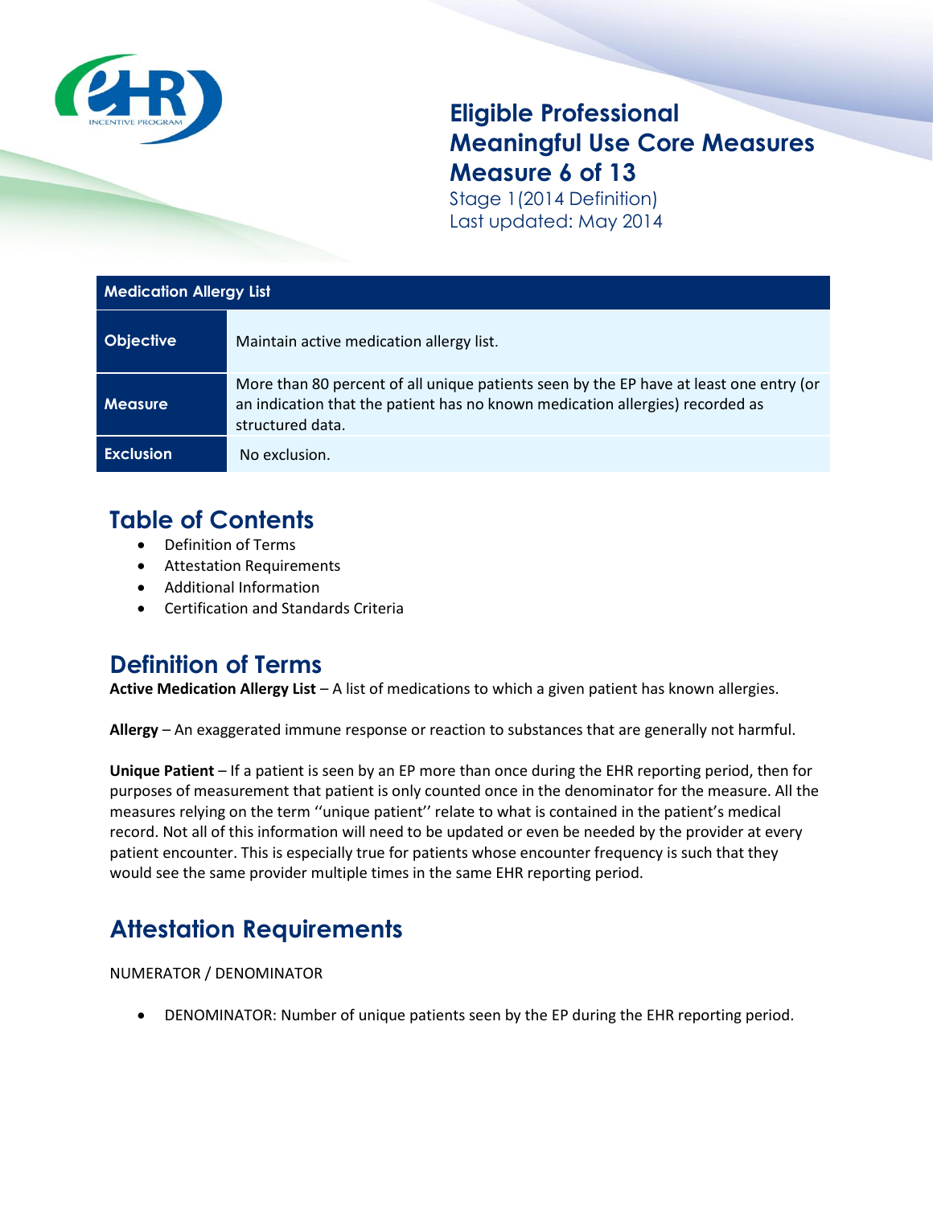# Eligible Professional Meaningful Use Core Measures Measure 6 of 13

Stage 1 (2014 Definition)
Last updated: May 2014

| Medication Allergy List | |
|---|---|
| **Objective** | Maintain active medication allergy list. |
| **Measure** | More than 80 percent of all unique patients seen by the EP have at least one entry (or an indication that the patient has no known medication allergies) recorded as structured data. |
| **Exclusion** | No exclusion. |

## Table of Contents

- Definition of Terms
- Attestation Requirements
- Additional Information
- Certification and Standards Criteria

## Definition of Terms

**Active Medication Allergy List** – A list of medications to which a given patient has known allergies.

**Allergy** – An exaggerated immune response or reaction to substances that are generally not harmful.

**Unique Patient** – If a patient is seen by an EP more than once during the EHR reporting period, then for purposes of measurement that patient is only counted once in the denominator for the measure. All the measures relying on the term ''unique patient'' relate to what is contained in the patient's medical record. Not all of this information will need to be updated or even be needed by the provider at every patient encounter. This is especially true for patients whose encounter frequency is such that they would see the same provider multiple times in the same EHR reporting period.

## Attestation Requirements

NUMERATOR / DENOMINATOR

- DENOMINATOR: Number of unique patients seen by the EP during the EHR reporting period.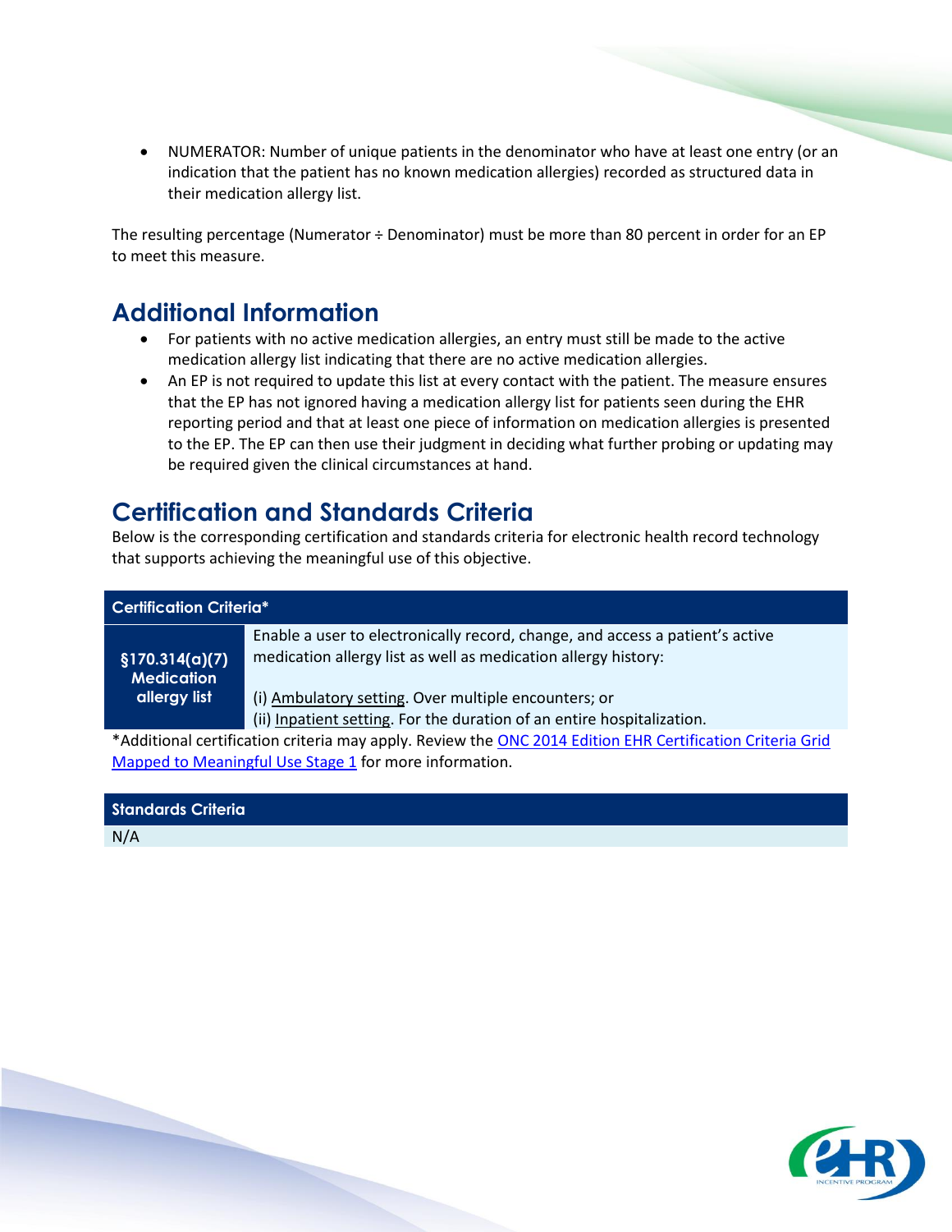- NUMERATOR: Number of unique patients in the denominator who have at least one entry (or an indication that the patient has no known medication allergies) recorded as structured data in their medication allergy list.

The resulting percentage (Numerator ÷ Denominator) must be more than 80 percent in order for an EP to meet this measure.

## Additional Information

- For patients with no active medication allergies, an entry must still be made to the active medication allergy list indicating that there are no active medication allergies.
- An EP is not required to update this list at every contact with the patient. The measure ensures that the EP has not ignored having a medication allergy list for patients seen during the EHR reporting period and that at least one piece of information on medication allergies is presented to the EP. The EP can then use their judgment in deciding what further probing or updating may be required given the clinical circumstances at hand.

## Certification and Standards Criteria

Below is the corresponding certification and standards criteria for electronic health record technology that supports achieving the meaningful use of this objective.

| Certification Criteria* | |
|---|---|
| **§170.314(a)(7) Medication allergy list** | Enable a user to electronically record, change, and access a patient's active medication allergy list as well as medication allergy history:<br><br>(i) Ambulatory setting. Over multiple encounters; or<br>(ii) Inpatient setting. For the duration of an entire hospitalization. |

*Additional certification criteria may apply. Review the ONC 2014 Edition EHR Certification Criteria Grid Mapped to Meaningful Use Stage 1 for more information.

| Standards Criteria |
|---|
| N/A |